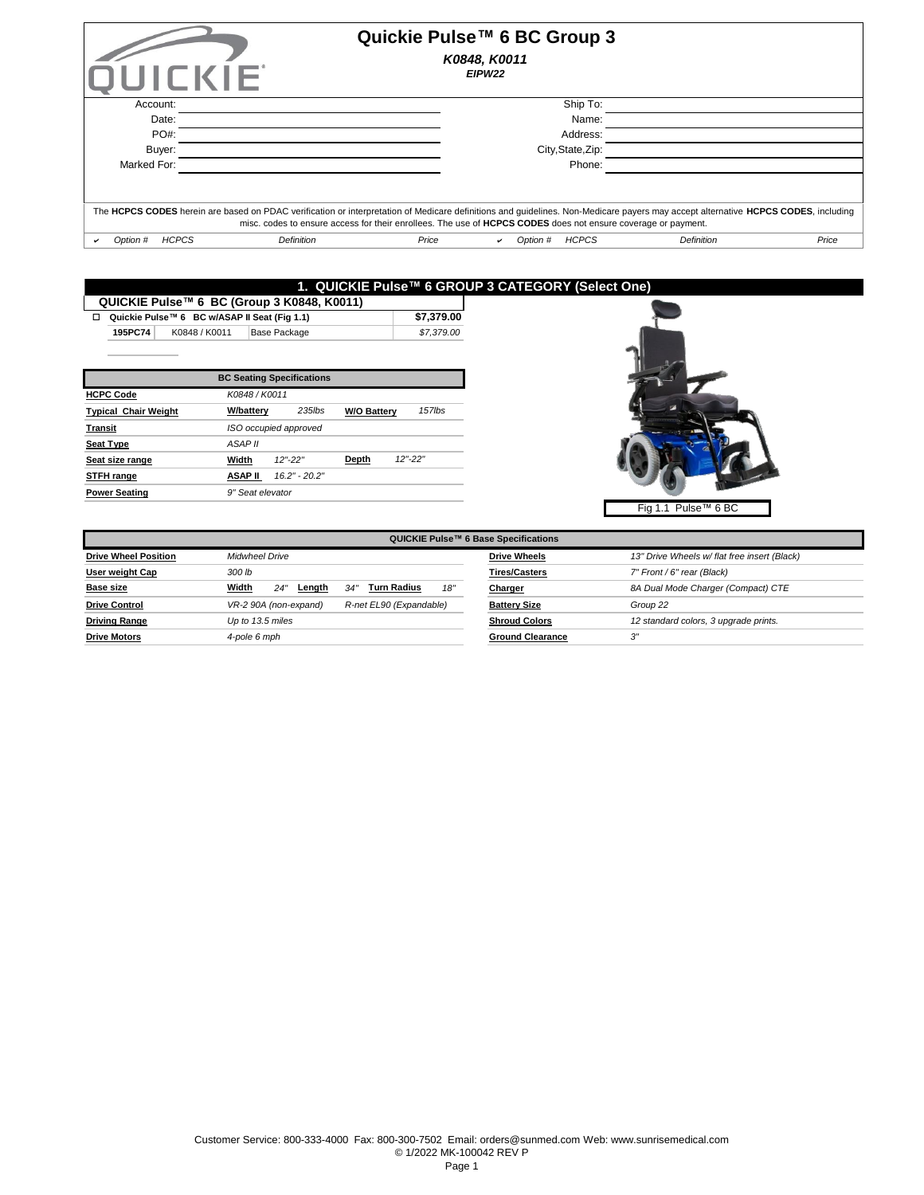# Quickie Pulse™ 6 BC Group 3

*K0848, K0011*

*EIPW22*

| Account: | | Ship To: | |
|---|---|---|---|
| Date: | | Name: | |
| PO#: | | Address: | |
| Buyer: | | City,State,Zip: | |
| Marked For: | | Phone: | |

The **HCPCS CODES** herein are based on PDAC verification or interpretation of Medicare definitions and guidelines. Non-Medicare payers may accept alternative **HCPCS CODES**, including misc. codes to ensure access for their enrollees. The use of **HCPCS CODES** does not ensure coverage or payment.

| ✔ | Option # | HCPCS | Definition | Price | ✔ | Option # | HCPCS | Definition | Price |
|---|---|---|---|---|---|---|---|---|---|

## 1. QUICKIE Pulse™ 6 GROUP 3 CATEGORY (Select One)

### QUICKIE Pulse™ 6 BC (Group 3 K0848, K0011)

| | | | |
|---|---|---|---|
| ☐ **Quickie Pulse™ 6 BC w/ASAP II Seat (Fig 1.1)** | | | **$7,379.00** |
| **195PC74** | K0848 / K0011 | Base Package | *$7,379.00* |

| BC Seating Specifications | | | | |
|---|---|---|---|---|
| **HCPC Code** | *K0848 / K0011* | | | |
| **Typical Chair Weight** | **W/battery** *235lbs* | | **W/O Battery** | *157lbs* |
| **Transit** | *ISO occupied approved* | | | |
| **Seat Type** | *ASAP II* | | | |
| **Seat size range** | **Width** *12"-22"* | | **Depth** | *12"-22"* |
| **STFH range** | **ASAP II** *16.2" - 20.2"* | | | |
| **Power Seating** | *9" Seat elevator* | | | |

Fig 1.1 Pulse™ 6 BC

| QUICKIE Pulse™ 6 Base Specifications | | | |
|---|---|---|---|
| **Drive Wheel Position** | *Midwheel Drive* | **Drive Wheels** | *13" Drive Wheels w/ flat free insert (Black)* |
| **User weight Cap** | *300 lb* | **Tires/Casters** | *7" Front / 6" rear (Black)* |
| **Base size** | **Width** *24"* **Length** *34"* **Turn Radius** *18"* | **Charger** | *8A Dual Mode Charger (Compact) CTE* |
| **Drive Control** | *VR-2 90A (non-expand)* *R-net EL90 (Expandable)* | **Battery Size** | *Group 22* |
| **Driving Range** | *Up to 13.5 miles* | **Shroud Colors** | *12 standard colors, 3 upgrade prints.* |
| **Drive Motors** | *4-pole 6 mph* | **Ground Clearance** | *3"* |

Customer Service: 800-333-4000 Fax: 800-300-7502 Email: orders@sunmed.com Web: www.sunrisemedical.com
© 1/2022 MK-100042 REV P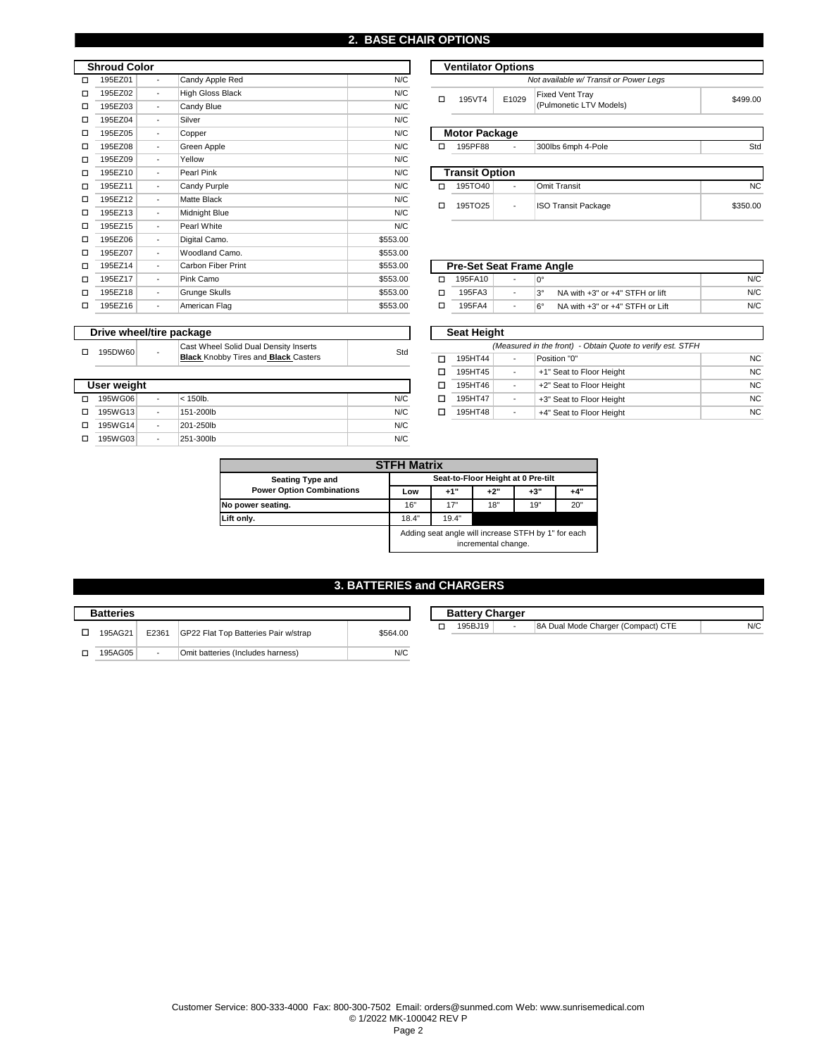## 2. BASE CHAIR OPTIONS

### Shroud Color

| | Code | HCPCS | Description | Price |
|---|---|---|---|---|
| ☐ | 195EZ01 | - | Candy Apple Red | N/C |
| ☐ | 195EZ02 | - | High Gloss Black | N/C |
| ☐ | 195EZ03 | - | Candy Blue | N/C |
| ☐ | 195EZ04 | - | Silver | N/C |
| ☐ | 195EZ05 | - | Copper | N/C |
| ☐ | 195EZ08 | - | Green Apple | N/C |
| ☐ | 195EZ09 | - | Yellow | N/C |
| ☐ | 195EZ10 | - | Pearl Pink | N/C |
| ☐ | 195EZ11 | - | Candy Purple | N/C |
| ☐ | 195EZ12 | - | Matte Black | N/C |
| ☐ | 195EZ13 | - | Midnight Blue | N/C |
| ☐ | 195EZ15 | - | Pearl White | N/C |
| ☐ | 195EZ06 | - | Digital Camo. | $553.00 |
| ☐ | 195EZ07 | - | Woodland Camo. | $553.00 |
| ☐ | 195EZ14 | - | Carbon Fiber Print | $553.00 |
| ☐ | 195EZ17 | - | Pink Camo | $553.00 |
| ☐ | 195EZ18 | - | Grunge Skulls | $553.00 |
| ☐ | 195EZ16 | - | American Flag | $553.00 |

### Drive wheel/tire package

| | Code | HCPCS | Description | Price |
|---|---|---|---|---|
| ☐ | 195DW60 | - | Cast Wheel Solid Dual Density Inserts **Black** Knobby Tires and **Black** Casters | Std |

### User weight

| | Code | HCPCS | Description | Price |
|---|---|---|---|---|
| ☐ | 195WG06 | - | < 150lb. | N/C |
| ☐ | 195WG13 | - | 151-200lb | N/C |
| ☐ | 195WG14 | - | 201-250lb | N/C |
| ☐ | 195WG03 | - | 251-300lb | N/C |

### Ventilator Options

*Not available w/ Transit or Power Legs*

| | Code | HCPCS | Description | Price |
|---|---|---|---|---|
| ☐ | 195VT4 | E1029 | Fixed Vent Tray (Pulmonetic LTV Models) | $499.00 |

### Motor Package

| | Code | HCPCS | Description | Price |
|---|---|---|---|---|
| ☐ | 195PF88 | - | 300lbs 6mph 4-Pole | Std |

### Transit Option

| | Code | HCPCS | Description | Price |
|---|---|---|---|---|
| ☐ | 195TO40 | - | Omit Transit | NC |
| ☐ | 195TO25 | - | ISO Transit Package | $350.00 |

### Pre-Set Seat Frame Angle

| | Code | HCPCS | Description | Price |
|---|---|---|---|---|
| ☐ | 195FA10 | - | 0° | N/C |
| ☐ | 195FA3 | - | 3° NA with +3" or +4" STFH or lift | N/C |
| ☐ | 195FA4 | - | 6° NA with +3" or +4" STFH or Lift | N/C |

### Seat Height

*(Measured in the front) - Obtain Quote to verify est. STFH*

| | Code | HCPCS | Description | Price |
|---|---|---|---|---|
| ☐ | 195HT44 | - | Position "0" | NC |
| ☐ | 195HT45 | - | +1" Seat to Floor Height | NC |
| ☐ | 195HT46 | - | +2" Seat to Floor Height | NC |
| ☐ | 195HT47 | - | +3" Seat to Floor Height | NC |
| ☐ | 195HT48 | - | +4" Seat to Floor Height | NC |

### STFH Matrix

| Seating Type and Power Option Combinations | Seat-to-Floor Height at 0 Pre-tilt | | | | |
|---|---|---|---|---|---|
| | Low | +1" | +2" | +3" | +4" |
| No power seating. | 16" | 17" | 18" | 19" | 20" |
| Lift only. | 18.4" | 19.4" | | | |
| | Adding seat angle will increase STFH by 1" for each incremental change. | | | | |

## 3. BATTERIES and CHARGERS

### Batteries

| | Code | HCPCS | Description | Price |
|---|---|---|---|---|
| ☐ | 195AG21 | E2361 | GP22 Flat Top Batteries Pair w/strap | $564.00 |
| ☐ | 195AG05 | - | Omit batteries (Includes harness) | N/C |

### Battery Charger

| | Code | HCPCS | Description | Price |
|---|---|---|---|---|
| ☐ | 195BJ19 | - | 8A Dual Mode Charger (Compact) CTE | N/C |

Customer Service: 800-333-4000 Fax: 800-300-7502 Email: orders@sunmed.com Web: www.sunrisemedical.com
© 1/2022 MK-100042 REV P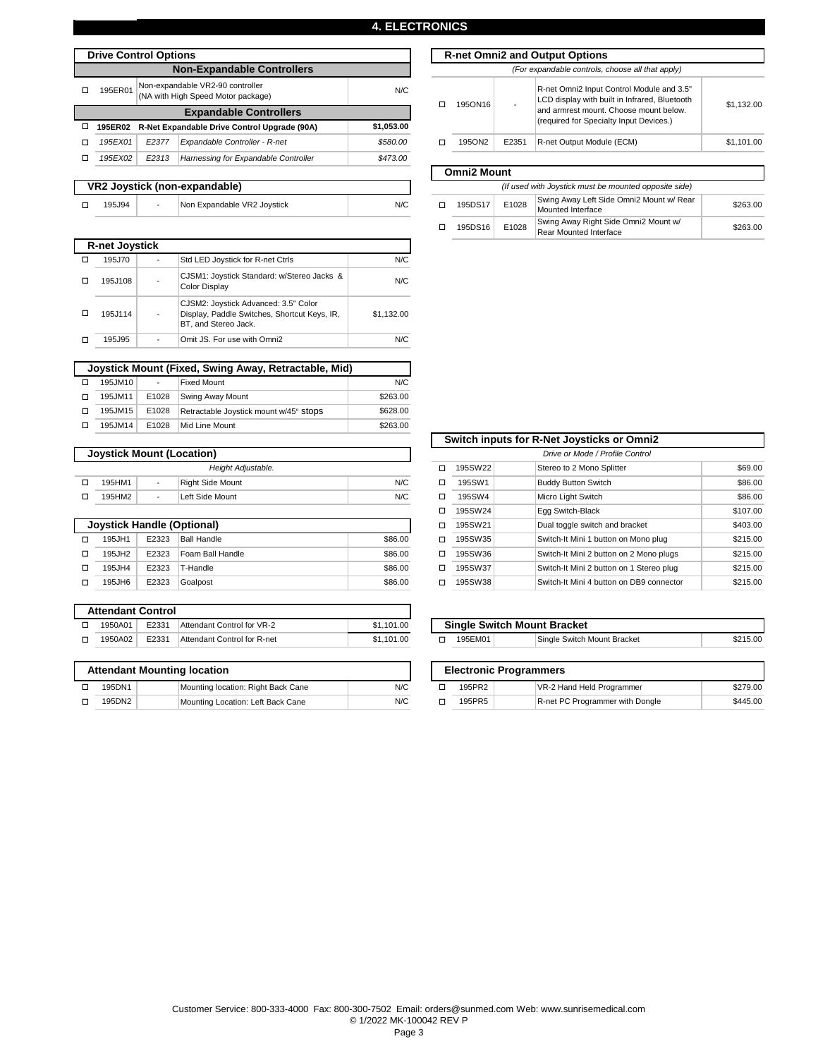# 4. ELECTRONICS

## Drive Control Options

| | Code | HCPCS | Description | Price |
|---|---|---|---|---|
| | | | **Non-Expandable Controllers** | |
| ☐ | 195ER01 | | Non-expandable VR2-90 controller (NA with High Speed Motor package) | N/C |
| | | | **Expandable Controllers** | |
| ☐ | **195ER02** | | **R-Net Expandable Drive Control Upgrade (90A)** | **$1,053.00** |
| ☐ | *195EX01* | *E2377* | *Expandable Controller - R-net* | *$580.00* |
| ☐ | *195EX02* | *E2313* | *Harnessing for Expandable Controller* | *$473.00* |

## VR2 Joystick (non-expandable)

| | Code | HCPCS | Description | Price |
|---|---|---|---|---|
| ☐ | 195J94 | - | Non Expandable VR2 Joystick | N/C |

## R-net Joystick

| | Code | HCPCS | Description | Price |
|---|---|---|---|---|
| ☐ | 195J70 | - | Std LED Joystick for R-net Ctrls | N/C |
| ☐ | 195J108 | - | CJSM1: Joystick Standard: w/Stereo Jacks & Color Display | N/C |
| ☐ | 195J114 | - | CJSM2: Joystick Advanced: 3.5" Color Display, Paddle Switches, Shortcut Keys, IR, BT, and Stereo Jack. | $1,132.00 |
| ☐ | 195J95 | - | Omit JS. For use with Omni2 | N/C |

## Joystick Mount (Fixed, Swing Away, Retractable, Mid)

| | Code | HCPCS | Description | Price |
|---|---|---|---|---|
| ☐ | 195JM10 | - | Fixed Mount | N/C |
| ☐ | 195JM11 | E1028 | Swing Away Mount | $263.00 |
| ☐ | 195JM15 | E1028 | Retractable Joystick mount w/45° stops | $628.00 |
| ☐ | 195JM14 | E1028 | Mid Line Mount | $263.00 |

## Joystick Mount (Location)

*Height Adjustable.*

| | Code | HCPCS | Description | Price |
|---|---|---|---|---|
| ☐ | 195HM1 | - | Right Side Mount | N/C |
| ☐ | 195HM2 | - | Left Side Mount | N/C |

## Joystick Handle (Optional)

| | Code | HCPCS | Description | Price |
|---|---|---|---|---|
| ☐ | 195JH1 | E2323 | Ball Handle | $86.00 |
| ☐ | 195JH2 | E2323 | Foam Ball Handle | $86.00 |
| ☐ | 195JH4 | E2323 | T-Handle | $86.00 |
| ☐ | 195JH6 | E2323 | Goalpost | $86.00 |

## Attendant Control

| | Code | HCPCS | Description | Price |
|---|---|---|---|---|
| ☐ | 1950A01 | E2331 | Attendant Control for VR-2 | $1,101.00 |
| ☐ | 1950A02 | E2331 | Attendant Control for R-net | $1,101.00 |

## Attendant Mounting location

| | Code | HCPCS | Description | Price |
|---|---|---|---|---|
| ☐ | 195DN1 | | Mounting location: Right Back Cane | N/C |
| ☐ | 195DN2 | | Mounting Location: Left Back Cane | N/C |

## R-net Omni2 and Output Options

*(For expandable controls, choose all that apply)*

| | Code | HCPCS | Description | Price |
|---|---|---|---|---|
| ☐ | 195ON16 | - | R-net Omni2 Input Control Module and 3.5" LCD display with built in Infrared, Bluetooth and armrest mount. Choose mount below. (required for Specialty Input Devices.) | $1,132.00 |
| ☐ | 195ON2 | E2351 | R-net Output Module (ECM) | $1,101.00 |

## Omni2 Mount

*(If used with Joystick must be mounted opposite side)*

| | Code | HCPCS | Description | Price |
|---|---|---|---|---|
| ☐ | 195DS17 | E1028 | Swing Away Left Side Omni2 Mount w/ Rear Mounted Interface | $263.00 |
| ☐ | 195DS16 | E1028 | Swing Away Right Side Omni2 Mount w/ Rear Mounted Interface | $263.00 |

## Switch inputs for R-Net Joysticks or Omni2

*Drive or Mode / Profile Control*

| | Code | HCPCS | Description | Price |
|---|---|---|---|---|
| ☐ | 195SW22 | | Stereo to 2 Mono Splitter | $69.00 |
| ☐ | 195SW1 | | Buddy Button Switch | $86.00 |
| ☐ | 195SW4 | | Micro Light Switch | $86.00 |
| ☐ | 195SW24 | | Egg Switch-Black | $107.00 |
| ☐ | 195SW21 | | Dual toggle switch and bracket | $403.00 |
| ☐ | 195SW35 | | Switch-It Mini 1 button on Mono plug | $215.00 |
| ☐ | 195SW36 | | Switch-It Mini 2 button on 2 Mono plugs | $215.00 |
| ☐ | 195SW37 | | Switch-It Mini 2 button on 1 Stereo plug | $215.00 |
| ☐ | 195SW38 | | Switch-It Mini 4 button on DB9 connector | $215.00 |

## Single Switch Mount Bracket

| | Code | HCPCS | Description | Price |
|---|---|---|---|---|
| ☐ | 195EM01 | | Single Switch Mount Bracket | $215.00 |

## Electronic Programmers

| | Code | HCPCS | Description | Price |
|---|---|---|---|---|
| ☐ | 195PR2 | | VR-2 Hand Held Programmer | $279.00 |
| ☐ | 195PR5 | | R-net PC Programmer with Dongle | $445.00 |

Customer Service: 800-333-4000 Fax: 800-300-7502 Email: orders@sunmed.com Web: www.sunrisemedical.com
© 1/2022 MK-100042 REV P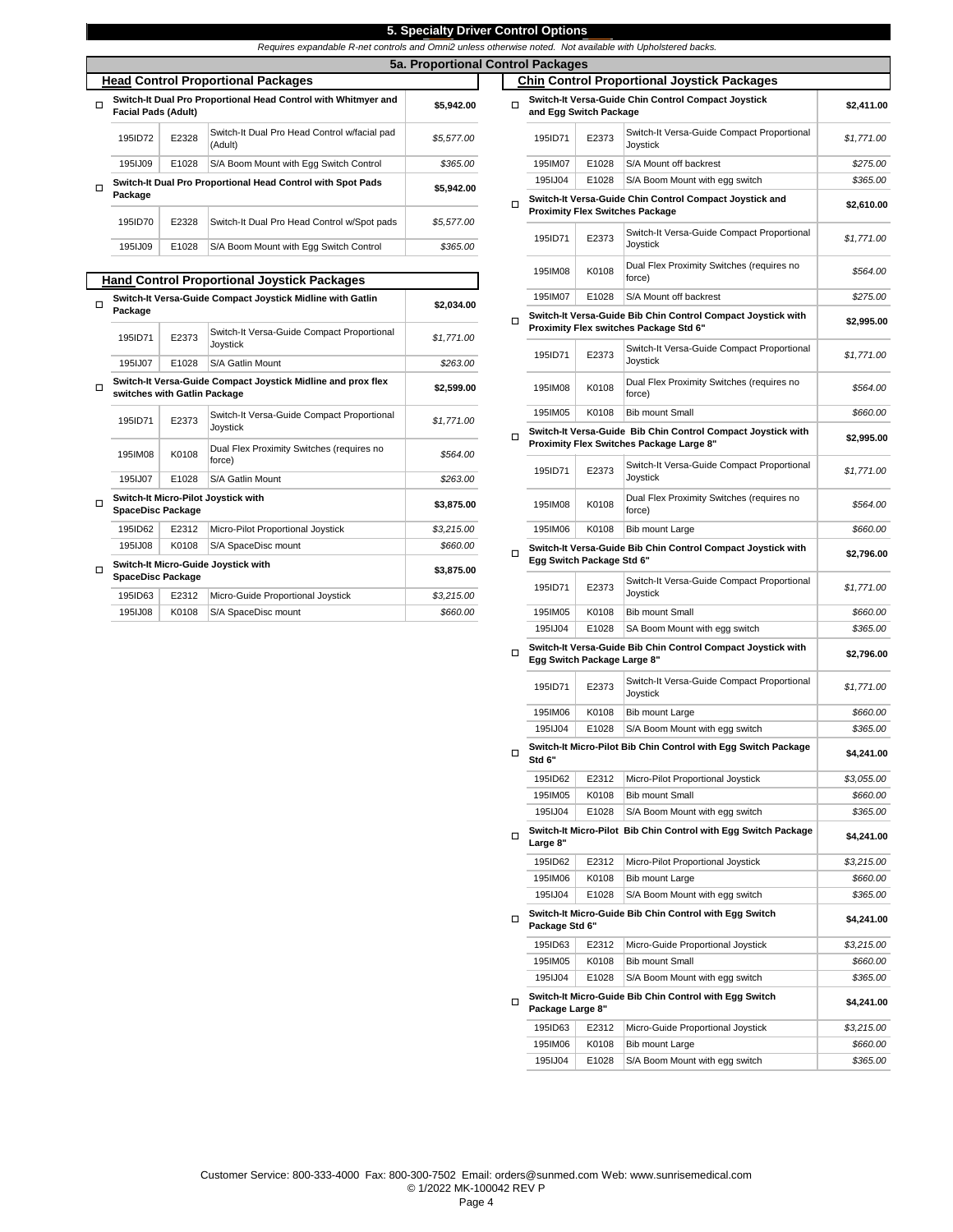## 5. Specialty Driver Control Options

*Requires expandable R-net controls and Omni2 unless otherwise noted. Not available with Upholstered backs.*

### 5a. Proportional Control Packages

#### Head Control Proportional Packages

| | | | Description | Price |
|---|---|---|---|---|
| ☐ | **Switch-It Dual Pro Proportional Head Control with Whitmyer and Facial Pads (Adult)** | | | **$5,942.00** |
| | 195ID72 | E2328 | Switch-It Dual Pro Head Control w/facial pad (Adult) | *$5,577.00* |
| | 195IJ09 | E1028 | S/A Boom Mount with Egg Switch Control | *$365.00* |
| ☐ | **Switch-It Dual Pro Proportional Head Control with Spot Pads Package** | | | **$5,942.00** |
| | 195ID70 | E2328 | Switch-It Dual Pro Head Control w/Spot pads | *$5,577.00* |
| | 195IJ09 | E1028 | S/A Boom Mount with Egg Switch Control | *$365.00* |

#### Hand Control Proportional Joystick Packages

| | | | Description | Price |
|---|---|---|---|---|
| ☐ | **Switch-It Versa-Guide Compact Joystick Midline with Gatlin Package** | | | **$2,034.00** |
| | 195ID71 | E2373 | Switch-It Versa-Guide Compact Proportional Joystick | *$1,771.00* |
| | 195IJ07 | E1028 | S/A Gatlin Mount | *$263.00* |
| ☐ | **Switch-It Versa-Guide Compact Joystick Midline and prox flex switches with Gatlin Package** | | | **$2,599.00** |
| | 195ID71 | E2373 | Switch-It Versa-Guide Compact Proportional Joystick | *$1,771.00* |
| | 195IM08 | K0108 | Dual Flex Proximity Switches (requires no force) | *$564.00* |
| | 195IJ07 | E1028 | S/A Gatlin Mount | *$263.00* |
| ☐ | **Switch-It Micro-Pilot Joystick with SpaceDisc Package** | | | **$3,875.00** |
| | 195ID62 | E2312 | Micro-Pilot Proportional Joystick | *$3,215.00* |
| | 195IJ08 | K0108 | S/A SpaceDisc mount | *$660.00* |
| ☐ | **Switch-It Micro-Guide Joystick with SpaceDisc Package** | | | **$3,875.00** |
| | 195ID63 | E2312 | Micro-Guide Proportional Joystick | *$3,215.00* |
| | 195IJ08 | K0108 | S/A SpaceDisc mount | *$660.00* |

#### Chin Control Proportional Joystick Packages

| | | | Description | Price |
|---|---|---|---|---|
| ☐ | **Switch-It Versa-Guide Chin Control Compact Joystick and Egg Switch Package** | | | **$2,411.00** |
| | 195ID71 | E2373 | Switch-It Versa-Guide Compact Proportional Joystick | *$1,771.00* |
| | 195IM07 | E1028 | S/A Mount off backrest | *$275.00* |
| | 195IJ04 | E1028 | S/A Boom Mount with egg switch | *$365.00* |
| ☐ | **Switch-It Versa-Guide Chin Control Compact Joystick and Proximity Flex Switches Package** | | | **$2,610.00** |
| | 195ID71 | E2373 | Switch-It Versa-Guide Compact Proportional Joystick | *$1,771.00* |
| | 195IM08 | K0108 | Dual Flex Proximity Switches (requires no force) | *$564.00* |
| | 195IM07 | E1028 | S/A Mount off backrest | *$275.00* |
| ☐ | **Switch-It Versa-Guide Bib Chin Control Compact Joystick with Proximity Flex switches Package Std 6"** | | | **$2,995.00** |
| | 195ID71 | E2373 | Switch-It Versa-Guide Compact Proportional Joystick | *$1,771.00* |
| | 195IM08 | K0108 | Dual Flex Proximity Switches (requires no force) | *$564.00* |
| | 195IM05 | K0108 | Bib mount Small | *$660.00* |
| ☐ | **Switch-It Versa-Guide Bib Chin Control Compact Joystick with Proximity Flex Switches Package Large 8"** | | | **$2,995.00** |
| | 195ID71 | E2373 | Switch-It Versa-Guide Compact Proportional Joystick | *$1,771.00* |
| | 195IM08 | K0108 | Dual Flex Proximity Switches (requires no force) | *$564.00* |
| | 195IM06 | K0108 | Bib mount Large | *$660.00* |
| ☐ | **Switch-It Versa-Guide Bib Chin Control Compact Joystick with Egg Switch Package Std 6"** | | | **$2,796.00** |
| | 195ID71 | E2373 | Switch-It Versa-Guide Compact Proportional Joystick | *$1,771.00* |
| | 195IM05 | K0108 | Bib mount Small | *$660.00* |
| | 195IJ04 | E1028 | SA Boom Mount with egg switch | *$365.00* |
| ☐ | **Switch-It Versa-Guide Bib Chin Control Compact Joystick with Egg Switch Package Large 8"** | | | **$2,796.00** |
| | 195ID71 | E2373 | Switch-It Versa-Guide Compact Proportional Joystick | *$1,771.00* |
| | 195IM06 | K0108 | Bib mount Large | *$660.00* |
| | 195IJ04 | E1028 | S/A Boom Mount with egg switch | *$365.00* |
| ☐ | **Switch-It Micro-Pilot Bib Chin Control with Egg Switch Package Std 6"** | | | **$4,241.00** |
| | 195ID62 | E2312 | Micro-Pilot Proportional Joystick | *$3,055.00* |
| | 195IM05 | K0108 | Bib mount Small | *$660.00* |
| | 195IJ04 | E1028 | S/A Boom Mount with egg switch | *$365.00* |
| ☐ | **Switch-It Micro-Pilot Bib Chin Control with Egg Switch Package Large 8"** | | | **$4,241.00** |
| | 195ID62 | E2312 | Micro-Pilot Proportional Joystick | *$3,215.00* |
| | 195IM06 | K0108 | Bib mount Large | *$660.00* |
| | 195IJ04 | E1028 | S/A Boom Mount with egg switch | *$365.00* |
| ☐ | **Switch-It Micro-Guide Bib Chin Control with Egg Switch Package Std 6"** | | | **$4,241.00** |
| | 195ID63 | E2312 | Micro-Guide Proportional Joystick | *$3,215.00* |
| | 195IM05 | K0108 | Bib mount Small | *$660.00* |
| | 195IJ04 | E1028 | S/A Boom Mount with egg switch | *$365.00* |
| ☐ | **Switch-It Micro-Guide Bib Chin Control with Egg Switch Package Large 8"** | | | **$4,241.00** |
| | 195ID63 | E2312 | Micro-Guide Proportional Joystick | *$3,215.00* |
| | 195IM06 | K0108 | Bib mount Large | *$660.00* |
| | 195IJ04 | E1028 | S/A Boom Mount with egg switch | *$365.00* |

Customer Service: 800-333-4000 Fax: 800-300-7502 Email: orders@sunmed.com Web: www.sunrisemedical.com
© 1/2022 MK-100042 REV P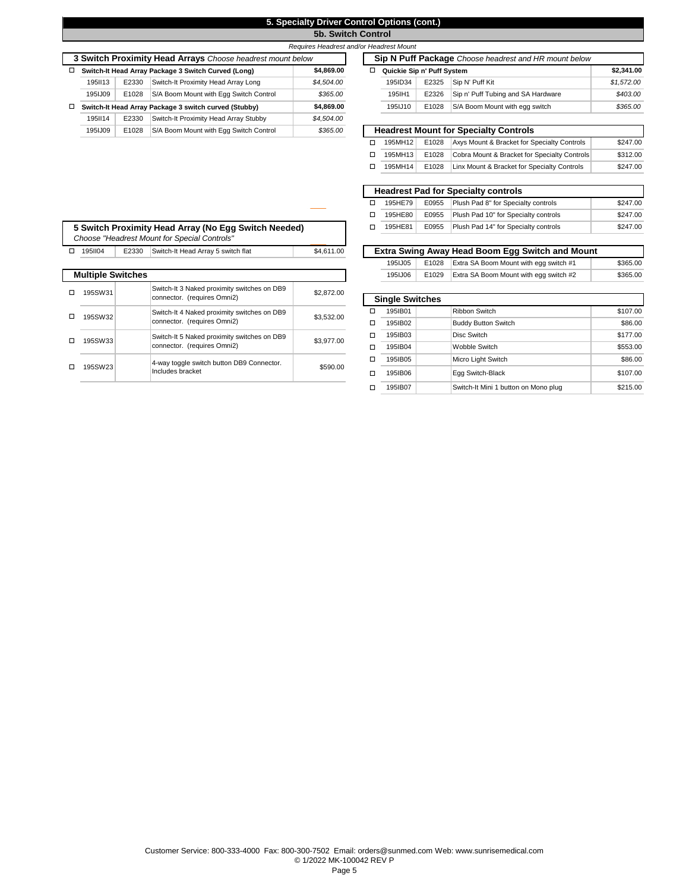# 5. Specialty Driver Control Options (cont.)

## 5b. Switch Control

*Requires Headrest and/or Headrest Mount*

### 3 Switch Proximity Head Arrays *Choose headrest mount below*

| | | | | |
|---|---|---|---|---|
| ☐ | **Switch-It Head Array Package 3 Switch Curved (Long)** | | | **$4,869.00** |
| | 195II13 | E2330 | Switch-It Proximity Head Array Long | *$4,504.00* |
| | 195IJ09 | E1028 | S/A Boom Mount with Egg Switch Control | *$365.00* |
| ☐ | **Switch-It Head Array Package 3 switch curved (Stubby)** | | | **$4,869.00** |
| | 195II14 | E2330 | Switch-It Proximity Head Array Stubby | *$4,504.00* |
| | 195IJ09 | E1028 | S/A Boom Mount with Egg Switch Control | *$365.00* |

### 5 Switch Proximity Head Array (No Egg Switch Needed)

*Choose "Headrest Mount for Special Controls"*

| | | | | |
|---|---|---|---|---|
| ☐ | 195II04 | E2330 | Switch-It Head Array 5 switch flat | $4,611.00 |

### Multiple Switches

| | | | | |
|---|---|---|---|---|
| ☐ | 195SW31 | | Switch-It 3 Naked proximity switches on DB9 connector. (requires Omni2) | $2,872.00 |
| ☐ | 195SW32 | | Switch-It 4 Naked proximity switches on DB9 connector. (requires Omni2) | $3,532.00 |
| ☐ | 195SW33 | | Switch-It 5 Naked proximity switches on DB9 connector. (requires Omni2) | $3,977.00 |
| ☐ | 195SW23 | | 4-way toggle switch button DB9 Connector. Includes bracket | $590.00 |

### Sip N Puff Package *Choose headrest and HR mount below*

| | | | | |
|---|---|---|---|---|
| ☐ | **Quickie Sip n' Puff System** | | | **$2,341.00** |
| | 195ID34 | E2325 | Sip N' Puff Kit | *$1,572.00* |
| | 195IH1 | E2326 | Sip n' Puff Tubing and SA Hardware | *$403.00* |
| | 195IJ10 | E1028 | S/A Boom Mount with egg switch | *$365.00* |

### Headrest Mount for Specialty Controls

| | | | | |
|---|---|---|---|---|
| ☐ | 195MH12 | E1028 | Axys Mount & Bracket for Specialty Controls | $247.00 |
| ☐ | 195MH13 | E1028 | Cobra Mount & Bracket for Specialty Controls | $312.00 |
| ☐ | 195MH14 | E1028 | Linx Mount & Bracket for Specialty Controls | $247.00 |

### Headrest Pad for Specialty controls

| | | | | |
|---|---|---|---|---|
| ☐ | 195HE79 | E0955 | Plush Pad 8" for Specialty controls | $247.00 |
| ☐ | 195HE80 | E0955 | Plush Pad 10" for Specialty controls | $247.00 |
| ☐ | 195HE81 | E0955 | Plush Pad 14" for Specialty controls | $247.00 |

### Extra Swing Away Head Boom Egg Switch and Mount

| | | | |
|---|---|---|---|
| 195IJ05 | E1028 | Extra SA Boom Mount with egg switch #1 | $365.00 |
| 195IJ06 | E1029 | Extra SA Boom Mount with egg switch #2 | $365.00 |

### Single Switches

| | | | | |
|---|---|---|---|---|
| ☐ | 195IB01 | | Ribbon Switch | $107.00 |
| ☐ | 195IB02 | | Buddy Button Switch | $86.00 |
| ☐ | 195IB03 | | Disc Switch | $177.00 |
| ☐ | 195IB04 | | Wobble Switch | $553.00 |
| ☐ | 195IB05 | | Micro Light Switch | $86.00 |
| ☐ | 195IB06 | | Egg Switch-Black | $107.00 |
| ☐ | 195IB07 | | Switch-It Mini 1 button on Mono plug | $215.00 |

Customer Service: 800-333-4000 Fax: 800-300-7502 Email: orders@sunmed.com Web: www.sunrisemedical.com
© 1/2022 MK-100042 REV P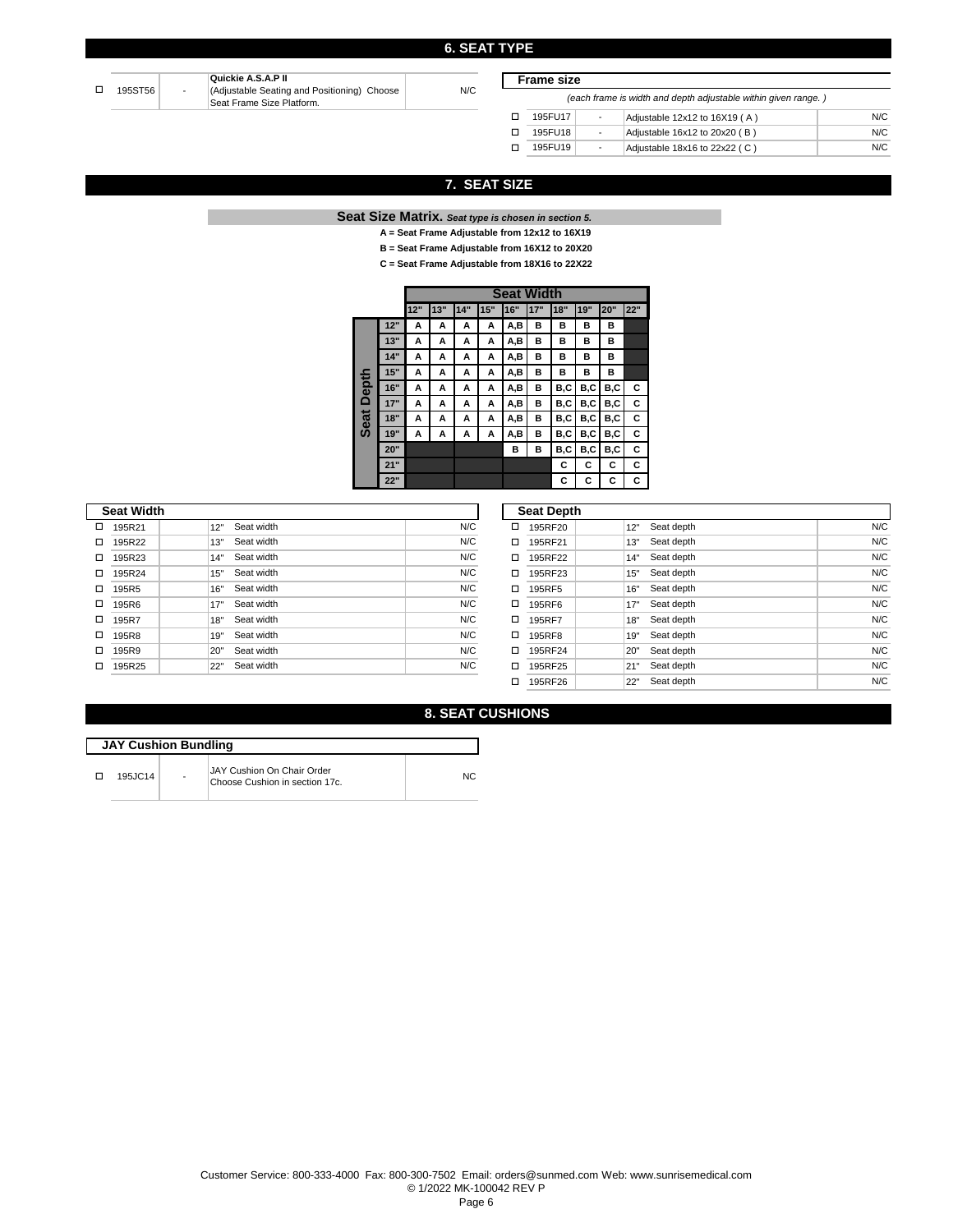## 6. SEAT TYPE

| | Code | | Description | Price |
|---|---|---|---|---|
| ☐ | 195ST56 | - | **Quickie A.S.A.P II** (Adjustable Seating and Positioning) Choose Seat Frame Size Platform. | N/C |

### Frame size

*(each frame is width and depth adjustable within given range. )*

| | Code | | Description | Price |
|---|---|---|---|---|
| ☐ | 195FU17 | - | Adjustable 12x12 to 16X19 ( A ) | N/C |
| ☐ | 195FU18 | - | Adjustable 16x12 to 20x20 ( B ) | N/C |
| ☐ | 195FU19 | - | Adjustable 18x16 to 22x22 ( C ) | N/C |

## 7. SEAT SIZE

**Seat Size Matrix.** ***Seat type is chosen in section 5.***

**A = Seat Frame Adjustable from 12x12 to 16X19**

**B = Seat Frame Adjustable from 16X12 to 20X20**

**C = Seat Frame Adjustable from 18X16 to 22X22**

| Seat Depth \ Seat Width | 12" | 13" | 14" | 15" | 16" | 17" | 18" | 19" | 20" | 22" |
|---|---|---|---|---|---|---|---|---|---|---|
| 12" | A | A | A | A | A,B | B | B | B | B | |
| 13" | A | A | A | A | A,B | B | B | B | B | |
| 14" | A | A | A | A | A,B | B | B | B | B | |
| 15" | A | A | A | A | A,B | B | B | B | B | |
| 16" | A | A | A | A | A,B | B | B,C | B,C | B,C | C |
| 17" | A | A | A | A | A,B | B | B,C | B,C | B,C | C |
| 18" | A | A | A | A | A,B | B | B,C | B,C | B,C | C |
| 19" | A | A | A | A | A,B | B | B,C | B,C | B,C | C |
| 20" | | | | | B | B | B,C | B,C | B,C | C |
| 21" | | | | | | | C | C | C | C |
| 22" | | | | | | | C | C | C | C |

### Seat Width

| | Code | | Description | Price |
|---|---|---|---|---|
| ☐ | 195R21 | 12" | Seat width | N/C |
| ☐ | 195R22 | 13" | Seat width | N/C |
| ☐ | 195R23 | 14" | Seat width | N/C |
| ☐ | 195R24 | 15" | Seat width | N/C |
| ☐ | 195R5 | 16" | Seat width | N/C |
| ☐ | 195R6 | 17" | Seat width | N/C |
| ☐ | 195R7 | 18" | Seat width | N/C |
| ☐ | 195R8 | 19" | Seat width | N/C |
| ☐ | 195R9 | 20" | Seat width | N/C |
| ☐ | 195R25 | 22" | Seat width | N/C |

### Seat Depth

| | Code | | Description | Price |
|---|---|---|---|---|
| ☐ | 195RF20 | 12" | Seat depth | N/C |
| ☐ | 195RF21 | 13" | Seat depth | N/C |
| ☐ | 195RF22 | 14" | Seat depth | N/C |
| ☐ | 195RF23 | 15" | Seat depth | N/C |
| ☐ | 195RF5 | 16" | Seat depth | N/C |
| ☐ | 195RF6 | 17" | Seat depth | N/C |
| ☐ | 195RF7 | 18" | Seat depth | N/C |
| ☐ | 195RF8 | 19" | Seat depth | N/C |
| ☐ | 195RF24 | 20" | Seat depth | N/C |
| ☐ | 195RF25 | 21" | Seat depth | N/C |
| ☐ | 195RF26 | 22" | Seat depth | N/C |

## 8. SEAT CUSHIONS

### JAY Cushion Bundling

| | Code | | Description | Price |
|---|---|---|---|---|
| ☐ | 195JC14 | - | JAY Cushion On Chair Order Choose Cushion in section 17c. | NC |

Customer Service: 800-333-4000 Fax: 800-300-7502 Email: orders@sunmed.com Web: www.sunrisemedical.com
© 1/2022 MK-100042 REV P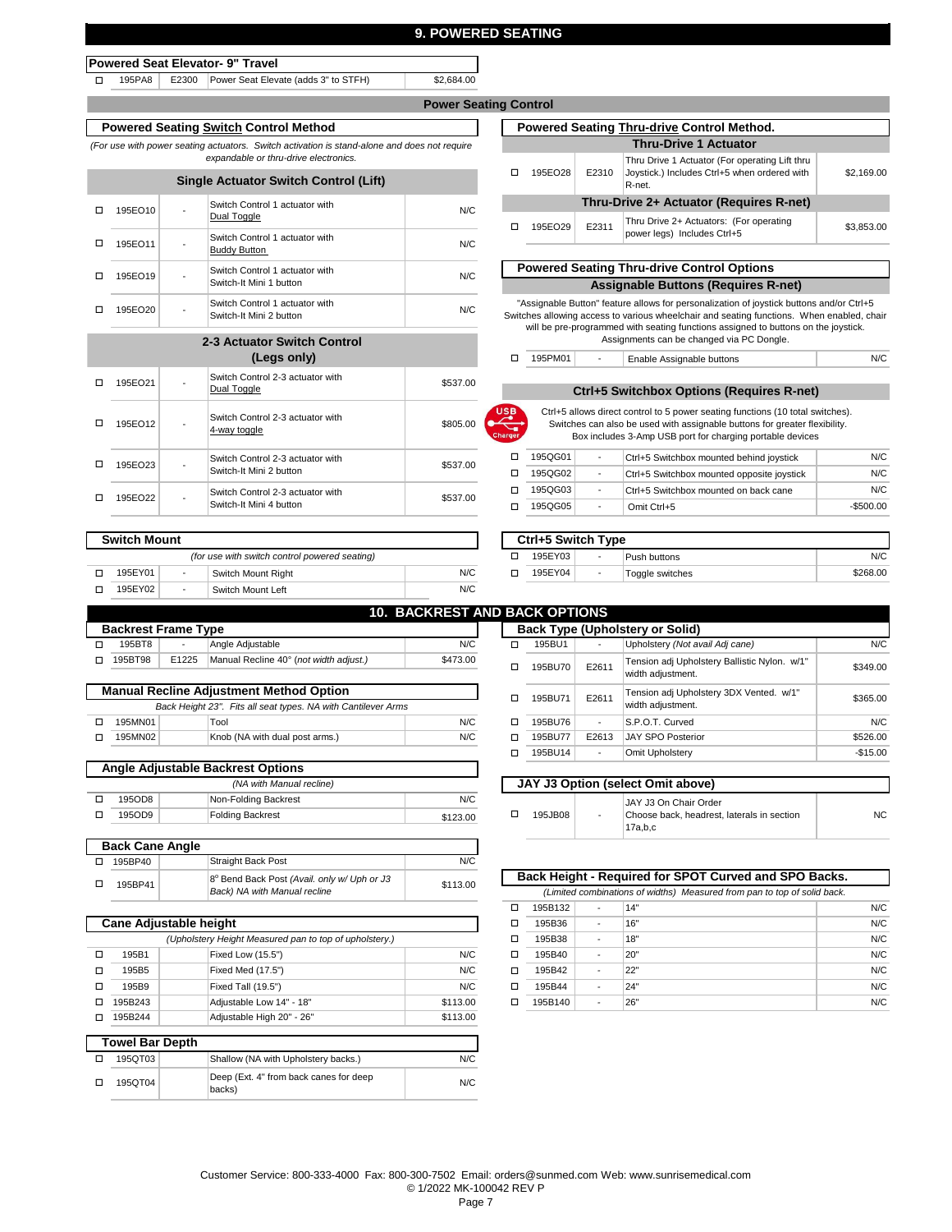# 9. POWERED SEATING

### Powered Seat Elevator- 9" Travel

| | Code | HCPCS | Description | Price |
|---|---|---|---|---|
| ☐ | 195PA8 | E2300 | Power Seat Elevate (adds 3" to STFH) | $2,684.00 |

## Power Seating Control

### Powered Seating Switch Control Method

*(For use with power seating actuators. Switch activation is stand-alone and does not require expandable or thru-drive electronics.*

**Single Actuator Switch Control (Lift)**

| | Code | HCPCS | Description | Price |
|---|---|---|---|---|
| ☐ | 195EO10 | - | Switch Control 1 actuator with Dual Toggle | N/C |
| ☐ | 195EO11 | - | Switch Control 1 actuator with Buddy Button | N/C |
| ☐ | 195EO19 | - | Switch Control 1 actuator with Switch-It Mini 1 button | N/C |
| ☐ | 195EO20 | - | Switch Control 1 actuator with Switch-It Mini 2 button | N/C |

**2-3 Actuator Switch Control (Legs only)**

| | Code | HCPCS | Description | Price |
|---|---|---|---|---|
| ☐ | 195EO21 | - | Switch Control 2-3 actuator with Dual Toggle | $537.00 |
| ☐ | 195EO12 | - | Switch Control 2-3 actuator with 4-way toggle | $805.00 |
| ☐ | 195EO23 | - | Switch Control 2-3 actuator with Switch-It Mini 2 button | $537.00 |
| ☐ | 195EO22 | - | Switch Control 2-3 actuator with Switch-It Mini 4 button | $537.00 |

### Switch Mount

*(for use with switch control powered seating)*

| | Code | HCPCS | Description | Price |
|---|---|---|---|---|
| ☐ | 195EY01 | - | Switch Mount Right | N/C |
| ☐ | 195EY02 | - | Switch Mount Left | N/C |

### Powered Seating Thru-drive Control Method.

**Thru-Drive 1 Actuator**

| | Code | HCPCS | Description | Price |
|---|---|---|---|---|
| ☐ | 195EO28 | E2310 | Thru Drive 1 Actuator (For operating Lift thru Joystick.) Includes Ctrl+5 when ordered with R-net. | $2,169.00 |

**Thru-Drive 2+ Actuator (Requires R-net)**

| | Code | HCPCS | Description | Price |
|---|---|---|---|---|
| ☐ | 195EO29 | E2311 | Thru Drive 2+ Actuators: (For operating power legs) Includes Ctrl+5 | $3,853.00 |

### Powered Seating Thru-drive Control Options

**Assignable Buttons (Requires R-net)**

"Assignable Button" feature allows for personalization of joystick buttons and/or Ctrl+5 Switches allowing access to various wheelchair and seating functions. When enabled, chair will be pre-programmed with seating functions assigned to buttons on the joystick. Assignments can be changed via PC Dongle.

| | Code | HCPCS | Description | Price |
|---|---|---|---|---|
| ☐ | 195PM01 | - | Enable Assignable buttons | N/C |

**Ctrl+5 Switchbox Options (Requires R-net)**

Ctrl+5 allows direct control to 5 power seating functions (10 total switches). Switches can also be used with assignable buttons for greater flexibility. Box includes 3-Amp USB port for charging portable devices

| | Code | HCPCS | Description | Price |
|---|---|---|---|---|
| ☐ | 195QG01 | - | Ctrl+5 Switchbox mounted behind joystick | N/C |
| ☐ | 195QG02 | - | Ctrl+5 Switchbox mounted opposite joystick | N/C |
| ☐ | 195QG03 | - | Ctrl+5 Switchbox mounted on back cane | N/C |
| ☐ | 195QG05 | - | Omit Ctrl+5 | -$500.00 |

### Ctrl+5 Switch Type

| | Code | HCPCS | Description | Price |
|---|---|---|---|---|
| ☐ | 195EY03 | - | Push buttons | N/C |
| ☐ | 195EY04 | - | Toggle switches | $268.00 |

# 10. BACKREST AND BACK OPTIONS

### Backrest Frame Type

| | Code | HCPCS | Description | Price |
|---|---|---|---|---|
| ☐ | 195BT8 | - | Angle Adjustable | N/C |
| ☐ | 195BT98 | E1225 | Manual Recline 40° *(not width adjust.)* | $473.00 |

### Manual Recline Adjustment Method Option

*Back Height 23". Fits all seat types. NA with Cantilever Arms*

| | Code | Description | Price |
|---|---|---|---|
| ☐ | 195MN01 | Tool | N/C |
| ☐ | 195MN02 | Knob (NA with dual post arms.) | N/C |

### Angle Adjustable Backrest Options

*(NA with Manual recline)*

| | Code | Description | Price |
|---|---|---|---|
| ☐ | 195OD8 | Non-Folding Backrest | N/C |
| ☐ | 195OD9 | Folding Backrest | $123.00 |

### Back Cane Angle

| | Code | Description | Price |
|---|---|---|---|
| ☐ | 195BP40 | Straight Back Post | N/C |
| ☐ | 195BP41 | 8° Bend Back Post *(Avail. only w/ Uph or J3 Back) NA with Manual recline* | $113.00 |

### Cane Adjustable height

*(Upholstery Height Measured pan to top of upholstery.)*

| | Code | Description | Price |
|---|---|---|---|
| ☐ | 195B1 | Fixed Low (15.5") | N/C |
| ☐ | 195B5 | Fixed Med (17.5") | N/C |
| ☐ | 195B9 | Fixed Tall (19.5") | N/C |
| ☐ | 195B243 | Adjustable Low 14" - 18" | $113.00 |
| ☐ | 195B244 | Adjustable High 20" - 26" | $113.00 |

### Towel Bar Depth

| | Code | Description | Price |
|---|---|---|---|
| ☐ | 195QT03 | Shallow (NA with Upholstery backs.) | N/C |
| ☐ | 195QT04 | Deep (Ext. 4" from back canes for deep backs) | N/C |

### Back Type (Upholstery or Solid)

| | Code | HCPCS | Description | Price |
|---|---|---|---|---|
| ☐ | 195BU1 | - | Upholstery *(Not avail Adj cane)* | N/C |
| ☐ | 195BU70 | E2611 | Tension adj Upholstery Ballistic Nylon. w/1" width adjustment. | $349.00 |
| ☐ | 195BU71 | E2611 | Tension adj Upholstery 3DX Vented. w/1" width adjustment. | $365.00 |
| ☐ | 195BU76 | - | S.P.O.T. Curved | N/C |
| ☐ | 195BU77 | E2613 | JAY SPO Posterior | $526.00 |
| ☐ | 195BU14 | - | Omit Upholstery | -$15.00 |

### JAY J3 Option (select Omit above)

| | Code | HCPCS | Description | Price |
|---|---|---|---|---|
| ☐ | 195JB08 | - | JAY J3 On Chair Order Choose back, headrest, laterals in section 17a,b,c | NC |

### Back Height - Required for SPOT Curved and SPO Backs.

*(Limited combinations of widths) Measured from pan to top of solid back.*

| | Code | HCPCS | Description | Price |
|---|---|---|---|---|
| ☐ | 195B132 | - | 14" | N/C |
| ☐ | 195B36 | - | 16" | N/C |
| ☐ | 195B38 | - | 18" | N/C |
| ☐ | 195B40 | - | 20" | N/C |
| ☐ | 195B42 | - | 22" | N/C |
| ☐ | 195B44 | - | 24" | N/C |
| ☐ | 195B140 | - | 26" | N/C |

Customer Service: 800-333-4000 Fax: 800-300-7502 Email: orders@sunmed.com Web: www.sunrisemedical.com
© 1/2022 MK-100042 REV P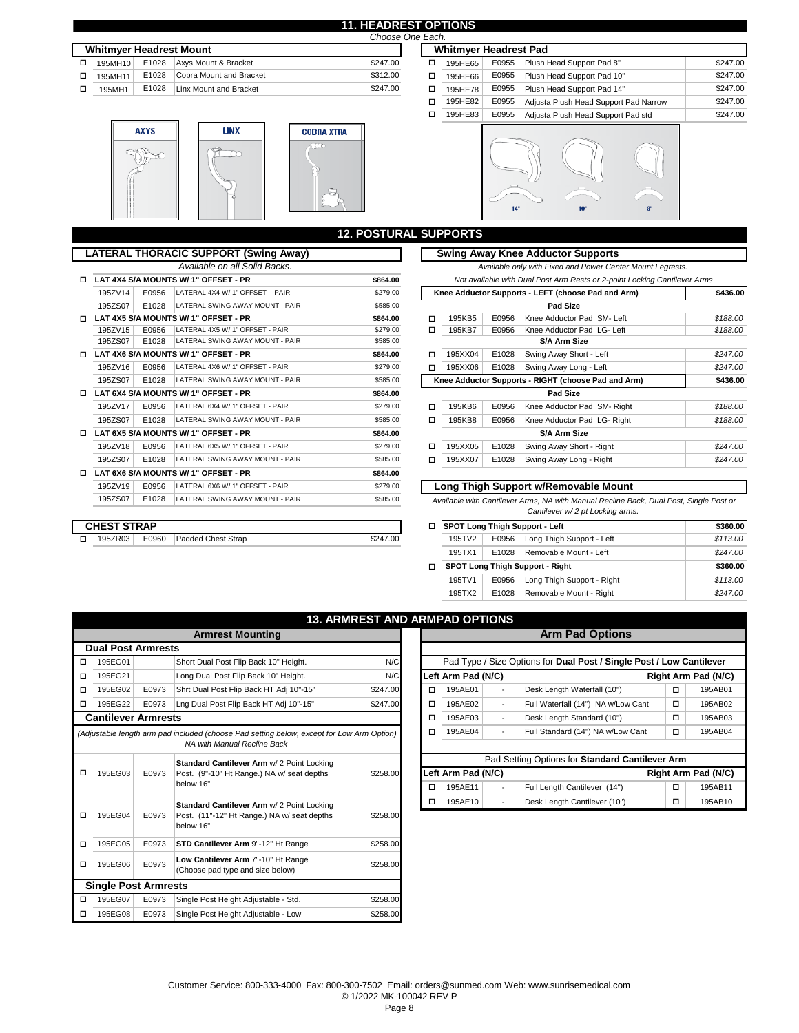## 11. HEADREST OPTIONS

*Choose One Each.*

### Whitmyer Headrest Mount

| | Part | Code | Description | Price |
|---|---|---|---|---|
| ☐ | 195MH10 | E1028 | Axys Mount & Bracket | $247.00 |
| ☐ | 195MH11 | E1028 | Cobra Mount and Bracket | $312.00 |
| ☐ | 195MH1 | E1028 | Linx Mount and Bracket | $247.00 |

AXYS | LINX | COBRA XTRA

### Whitmyer Headrest Pad

| | Part | Code | Description | Price |
|---|---|---|---|---|
| ☐ | 195HE65 | E0955 | Plush Head Support Pad 8" | $247.00 |
| ☐ | 195HE66 | E0955 | Plush Head Support Pad 10" | $247.00 |
| ☐ | 195HE78 | E0955 | Plush Head Support Pad 14" | $247.00 |
| ☐ | 195HE82 | E0955 | Adjusta Plush Head Support Pad Narrow | $247.00 |
| ☐ | 195HE83 | E0955 | Adjusta Plush Head Support Pad std | $247.00 |

14" | 10" | 8"

## 12. POSTURAL SUPPORTS

### LATERAL THORACIC SUPPORT (Swing Away)

*Available on all Solid Backs.*

| | Part | Code | Description | Price |
|---|---|---|---|---|
| ☐ | **LAT 4X4 S/A MOUNTS W/ 1" OFFSET - PR** | | | **$864.00** |
| | 195ZV14 | E0956 | LATERAL 4X4 W/ 1" OFFSET - PAIR | $279.00 |
| | 195ZS07 | E1028 | LATERAL SWING AWAY MOUNT - PAIR | $585.00 |
| ☐ | **LAT 4X5 S/A MOUNTS W/ 1" OFFSET - PR** | | | **$864.00** |
| | 195ZV15 | E0956 | LATERAL 4X5 W/ 1" OFFSET - PAIR | $279.00 |
| | 195ZS07 | E1028 | LATERAL SWING AWAY MOUNT - PAIR | $585.00 |
| ☐ | **LAT 4X6 S/A MOUNTS W/ 1" OFFSET - PR** | | | **$864.00** |
| | 195ZV16 | E0956 | LATERAL 4X6 W/ 1" OFFSET - PAIR | $279.00 |
| | 195ZS07 | E1028 | LATERAL SWING AWAY MOUNT - PAIR | $585.00 |
| ☐ | **LAT 6X4 S/A MOUNTS W/ 1" OFFSET - PR** | | | **$864.00** |
| | 195ZV17 | E0956 | LATERAL 6X4 W/ 1" OFFSET - PAIR | $279.00 |
| | 195ZS07 | E1028 | LATERAL SWING AWAY MOUNT - PAIR | $585.00 |
| ☐ | **LAT 6X5 S/A MOUNTS W/ 1" OFFSET - PR** | | | **$864.00** |
| | 195ZV18 | E0956 | LATERAL 6X5 W/ 1" OFFSET - PAIR | $279.00 |
| | 195ZS07 | E1028 | LATERAL SWING AWAY MOUNT - PAIR | $585.00 |
| ☐ | **LAT 6X6 S/A MOUNTS W/ 1" OFFSET - PR** | | | **$864.00** |
| | 195ZV19 | E0956 | LATERAL 6X6 W/ 1" OFFSET - PAIR | $279.00 |
| | 195ZS07 | E1028 | LATERAL SWING AWAY MOUNT - PAIR | $585.00 |

### CHEST STRAP

| | Part | Code | Description | Price |
|---|---|---|---|---|
| ☐ | 195ZR03 | E0960 | Padded Chest Strap | $247.00 |

### Swing Away Knee Adductor Supports

*Available only with Fixed and Power Center Mount Legrests.*

*Not available with Dual Post Arm Rests or 2-point Locking Cantilever Arms*

| | Part | Code | Description | Price |
|---|---|---|---|---|
| | **Knee Adductor Supports - LEFT (choose Pad and Arm)** | | | **$436.00** |
| | | | **Pad Size** | |
| ☐ | 195KB5 | E0956 | Knee Adductor Pad SM- Left | *$188.00* |
| ☐ | 195KB7 | E0956 | Knee Adductor Pad LG- Left | *$188.00* |
| | | | **S/A Arm Size** | |
| ☐ | 195XX04 | E1028 | Swing Away Short - Left | *$247.00* |
| ☐ | 195XX06 | E1028 | Swing Away Long - Left | *$247.00* |
| | **Knee Adductor Supports - RIGHT (choose Pad and Arm)** | | | **$436.00** |
| | | | **Pad Size** | |
| ☐ | 195KB6 | E0956 | Knee Adductor Pad SM- Right | *$188.00* |
| ☐ | 195KB8 | E0956 | Knee Adductor Pad LG- Right | *$188.00* |
| | | | **S/A Arm Size** | |
| ☐ | 195XX05 | E1028 | Swing Away Short - Right | *$247.00* |
| ☐ | 195XX07 | E1028 | Swing Away Long - Right | *$247.00* |

### Long Thigh Support w/Removable Mount

*Available with Cantilever Arms, NA with Manual Recline Back, Dual Post, Single Post or Cantilever w/ 2 pt Locking arms.*

| | Part | Code | Description | Price |
|---|---|---|---|---|
| ☐ | **SPOT Long Thigh Support - Left** | | | **$360.00** |
| | 195TV2 | E0956 | Long Thigh Support - Left | *$113.00* |
| | 195TX1 | E1028 | Removable Mount - Left | *$247.00* |
| ☐ | **SPOT Long Thigh Support - Right** | | | **$360.00** |
| | 195TV1 | E0956 | Long Thigh Support - Right | *$113.00* |
| | 195TX2 | E1028 | Removable Mount - Right | *$247.00* |

## 13. ARMREST AND ARMPAD OPTIONS

### Armrest Mounting

| | Part | Code | Description | Price |
|---|---|---|---|---|
| | **Dual Post Armrests** | | | |
| ☐ | 195EG01 | | Short Dual Post Flip Back 10" Height. | N/C |
| ☐ | 195EG21 | | Long Dual Post Flip Back 10" Height. | N/C |
| ☐ | 195EG02 | E0973 | Shrt Dual Post Flip Back HT Adj 10"-15" | $247.00 |
| ☐ | 195EG22 | E0973 | Lng Dual Post Flip Back HT Adj 10"-15" | $247.00 |
| | **Cantilever Armrests** | | | |
| | *(Adjustable length arm pad included (choose Pad setting below, except for Low Arm Option) NA with Manual Recline Back* | | | |
| ☐ | 195EG03 | E0973 | **Standard Cantilever Arm** w/ 2 Point Locking Post. (9"-10" Ht Range.) NA w/ seat depths below 16" | $258.00 |
| ☐ | 195EG04 | E0973 | **Standard Cantilever Arm** w/ 2 Point Locking Post. (11"-12" Ht Range.) NA w/ seat depths below 16" | $258.00 |
| ☐ | 195EG05 | E0973 | **STD Cantilever Arm** 9"-12" Ht Range | $258.00 |
| ☐ | 195EG06 | E0973 | **Low Cantilever Arm** 7"-10" Ht Range (Choose pad type and size below) | $258.00 |
| | **Single Post Armrests** | | | |
| ☐ | 195EG07 | E0973 | Single Post Height Adjustable - Std. | $258.00 |
| ☐ | 195EG08 | E0973 | Single Post Height Adjustable - Low | $258.00 |

### Arm Pad Options

Pad Type / Size Options for **Dual Post / Single Post / Low Cantilever**

| | Left Arm Pad (N/C) | | Description | | Right Arm Pad (N/C) |
|---|---|---|---|---|---|
| ☐ | 195AE01 | - | Desk Length Waterfall (10") | ☐ | 195AB01 |
| ☐ | 195AE02 | - | Full Waterfall (14") NA w/Low Cant | ☐ | 195AB02 |
| ☐ | 195AE03 | - | Desk Length Standard (10") | ☐ | 195AB03 |
| ☐ | 195AE04 | - | Full Standard (14") NA w/Low Cant | ☐ | 195AB04 |

Pad Setting Options for **Standard Cantilever Arm**

| | Left Arm Pad (N/C) | | Description | | Right Arm Pad (N/C) |
|---|---|---|---|---|---|
| ☐ | 195AE11 | - | Full Length Cantilever (14") | ☐ | 195AB11 |
| ☐ | 195AE10 | - | Desk Length Cantilever (10") | ☐ | 195AB10 |

Customer Service: 800-333-4000 Fax: 800-300-7502 Email: orders@sunmed.com Web: www.sunrisemedical.com
© 1/2022 MK-100042 REV P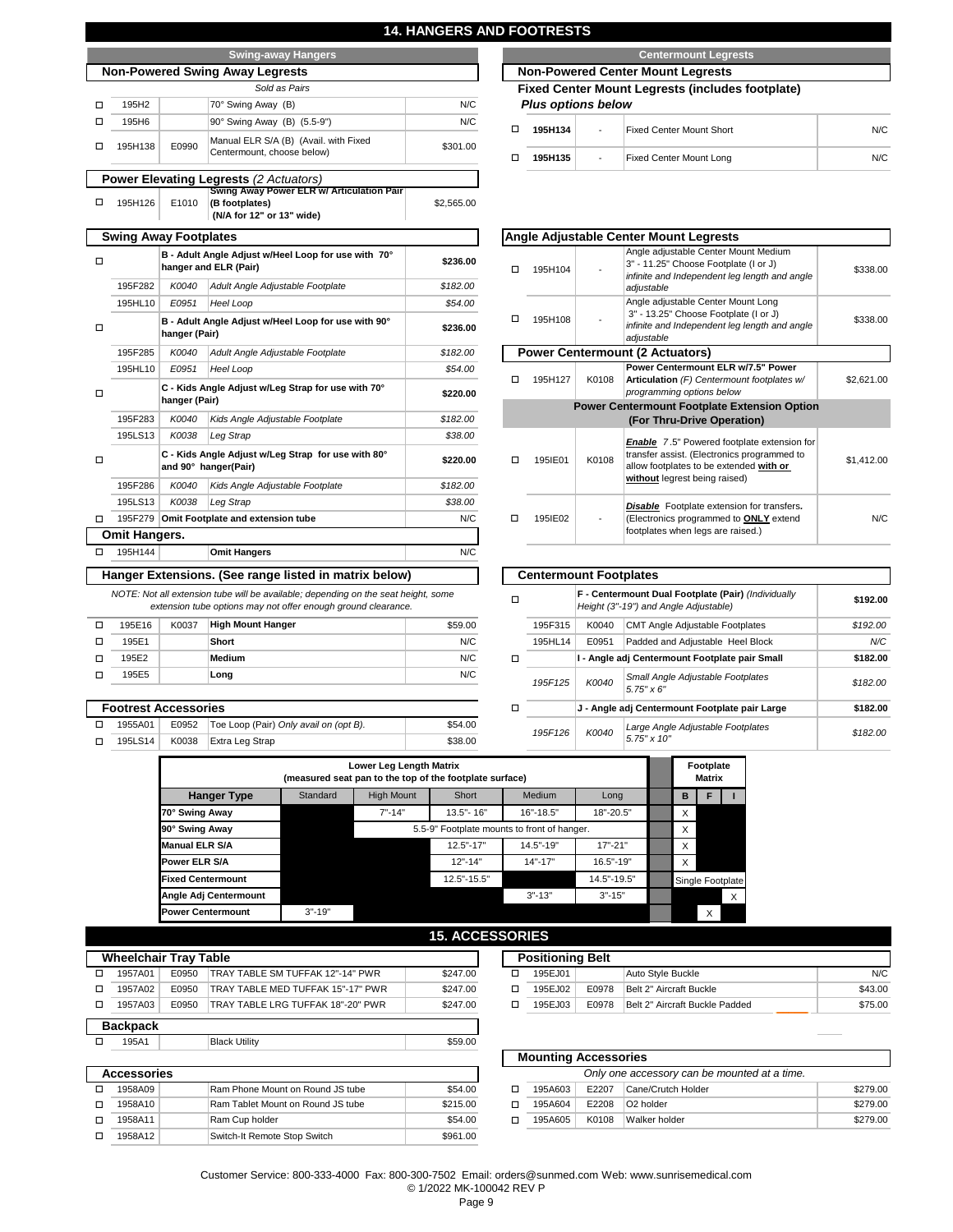# 14. HANGERS AND FOOTRESTS

## Swing-away Hangers

### Non-Powered Swing Away Legrests

*Sold as Pairs*

| | Part # | HCPCS | Description | Price |
|---|---|---|---|---|
| ☐ | 195H2 | | 70° Swing Away (B) | N/C |
| ☐ | 195H6 | | 90° Swing Away (B) (5.5-9") | N/C |
| ☐ | 195H138 | E0990 | Manual ELR S/A (B) (Avail. with Fixed Centermount, choose below) | $301.00 |

### Power Elevating Legrests *(2 Actuators)*

| | Part # | HCPCS | Description | Price |
|---|---|---|---|---|
| ☐ | 195H126 | E1010 | **Swing Away Power ELR w/ Articulation Pair (B footplates) (N/A for 12" or 13" wide)** | $2,565.00 |

### Swing Away Footplates

| | Part # | HCPCS | Description | Price |
|---|---|---|---|---|
| ☐ | | | **B - Adult Angle Adjust w/Heel Loop for use with 70° hanger and ELR (Pair)** | **$236.00** |
| | 195F282 | *K0040* | *Adult Angle Adjustable Footplate* | *$182.00* |
| | 195HL10 | *E0951* | *Heel Loop* | *$54.00* |
| ☐ | | | **B - Adult Angle Adjust w/Heel Loop for use with 90° hanger (Pair)** | **$236.00** |
| | 195F285 | *K0040* | *Adult Angle Adjustable Footplate* | *$182.00* |
| | 195HL10 | *E0951* | *Heel Loop* | *$54.00* |
| ☐ | | | **C - Kids Angle Adjust w/Leg Strap for use with 70° hanger (Pair)** | **$220.00** |
| | 195F283 | *K0040* | *Kids Angle Adjustable Footplate* | *$182.00* |
| | 195LS13 | *K0038* | *Leg Strap* | *$38.00* |
| ☐ | | | **C - Kids Angle Adjust w/Leg Strap for use with 80° and 90° hanger(Pair)** | **$220.00** |
| | 195F286 | *K0040* | *Kids Angle Adjustable Footplate* | *$182.00* |
| | 195LS13 | *K0038* | *Leg Strap* | *$38.00* |
| ☐ | 195F279 | | **Omit Footplate and extension tube** | N/C |

### Omit Hangers.

| | Part # | HCPCS | Description | Price |
|---|---|---|---|---|
| ☐ | 195H144 | | **Omit Hangers** | N/C |

### Hanger Extensions. (See range listed in matrix below)

*NOTE: Not all extension tube will be available; depending on the seat height, some extension tube options may not offer enough ground clearance.*

| | Part # | HCPCS | Description | Price |
|---|---|---|---|---|
| ☐ | 195E16 | K0037 | **High Mount Hanger** | $59.00 |
| ☐ | 195E1 | | **Short** | N/C |
| ☐ | 195E2 | | **Medium** | N/C |
| ☐ | 195E5 | | **Long** | N/C |

### Footrest Accessories

| | Part # | HCPCS | Description | Price |
|---|---|---|---|---|
| ☐ | 1955A01 | E0952 | Toe Loop (Pair) *Only avail on (opt B).* | $54.00 |
| ☐ | 195LS14 | K0038 | Extra Leg Strap | $38.00 |

## Centermount Legrests

### Non-Powered Center Mount Legrests

**Fixed Center Mount Legrests (includes footplate)**
***Plus options below***

| | Part # | HCPCS | Description | Price |
|---|---|---|---|---|
| ☐ | **195H134** | - | Fixed Center Mount Short | N/C |
| ☐ | **195H135** | - | Fixed Center Mount Long | N/C |

### Angle Adjustable Center Mount Legrests

| | Part # | HCPCS | Description | Price |
|---|---|---|---|---|
| ☐ | 195H104 | - | Angle adjustable Center Mount Medium 3" - 11.25" Choose Footplate (I or J) *infinite and Independent leg length and angle adjustable* | $338.00 |
| ☐ | 195H108 | - | Angle adjustable Center Mount Long 3" - 13.25" Choose Footplate (I or J) *infinite and Independent leg length and angle adjustable* | $338.00 |

### Power Centermount (2 Actuators)

| | Part # | HCPCS | Description | Price |
|---|---|---|---|---|
| ☐ | 195H127 | K0108 | **Power Centermount ELR w/7.5" Power Articulation** *(F) Centermount footplates w/ programming options below* | $2,621.00 |

**Power Centermount Footplate Extension Option (For Thru-Drive Operation)**

| | Part # | HCPCS | Description | Price |
|---|---|---|---|---|
| ☐ | 195IE01 | K0108 | ***Enable*** 7.5" Powered footplate extension for transfer assist. (Electronics programmed to allow footplates to be extended **with or without** legrest being raised) | $1,412.00 |
| ☐ | 195IE02 | - | ***Disable*** Footplate extension for transfers**.** (Electronics programmed to **ONLY** extend footplates when legs are raised.) | N/C |

### Centermount Footplates

| | Part # | HCPCS | Description | Price |
|---|---|---|---|---|
| ☐ | | | **F - Centermount Dual Footplate (Pair)** *(Individually Height (3"-19") and Angle Adjustable)* | **$192.00** |
| | 195F315 | K0040 | CMT Angle Adjustable Footplates | *$192.00* |
| | 195HL14 | E0951 | Padded and Adjustable Heel Block | *N/C* |
| ☐ | | | **I - Angle adj Centermount Footplate pair Small** | **$182.00** |
| | *195F125* | *K0040* | *Small Angle Adjustable Footplates 5.75" x 6"* | *$182.00* |
| ☐ | | | **J - Angle adj Centermount Footplate pair Large** | **$182.00** |
| | *195F126* | *K0040* | *Large Angle Adjustable Footplates 5.75" x 10"* | *$182.00* |

### Lower Leg Length Matrix (measured seat pan to the top of the footplate surface)

| Hanger Type | Standard | High Mount | Short | Medium | Long | Footplate Matrix B | F | I |
|---|---|---|---|---|---|---|---|---|
| 70° Swing Away | | 7"-14" | 13.5"- 16" | 16"-18.5" | 18"-20.5" | X | | |
| 90° Swing Away | | 5.5-9" Footplate mounts to front of hanger. | | | | X | | |
| Manual ELR S/A | | | 12.5"-17" | 14.5"-19" | 17"-21" | X | | |
| Power ELR S/A | | | 12"-14" | 14"-17" | 16.5"-19" | X | | |
| Fixed Centermount | | | 12.5"-15.5" | | 14.5"-19.5" | Single Footplate | | |
| Angle Adj Centermount | | | | 3"-13" | 3"-15" | | | X |
| Power Centermount | 3"-19" | | | | | | X | |

# 15. ACCESSORIES

### Wheelchair Tray Table

| | Part # | HCPCS | Description | Price |
|---|---|---|---|---|
| ☐ | 1957A01 | E0950 | TRAY TABLE SM TUFFAK 12"-14" PWR | $247.00 |
| ☐ | 1957A02 | E0950 | TRAY TABLE MED TUFFAK 15"-17" PWR | $247.00 |
| ☐ | 1957A03 | E0950 | TRAY TABLE LRG TUFFAK 18"-20" PWR | $247.00 |

### Backpack

| | Part # | HCPCS | Description | Price |
|---|---|---|---|---|
| ☐ | 195A1 | | Black Utility | $59.00 |

### Accessories

| | Part # | HCPCS | Description | Price |
|---|---|---|---|---|
| ☐ | 1958A09 | | Ram Phone Mount on Round JS tube | $54.00 |
| ☐ | 1958A10 | | Ram Tablet Mount on Round JS tube | $215.00 |
| ☐ | 1958A11 | | Ram Cup holder | $54.00 |
| ☐ | 1958A12 | | Switch-It Remote Stop Switch | $961.00 |

### Positioning Belt

| | Part # | HCPCS | Description | Price |
|---|---|---|---|---|
| ☐ | 195EJ01 | | Auto Style Buckle | N/C |
| ☐ | 195EJ02 | E0978 | Belt 2" Aircraft Buckle | $43.00 |
| ☐ | 195EJ03 | E0978 | Belt 2" Aircraft Buckle Padded | $75.00 |

### Mounting Accessories

*Only one accessory can be mounted at a time.*

| | Part # | HCPCS | Description | Price |
|---|---|---|---|---|
| ☐ | 195A603 | E2207 | Cane/Crutch Holder | $279.00 |
| ☐ | 195A604 | E2208 | O2 holder | $279.00 |
| ☐ | 195A605 | K0108 | Walker holder | $279.00 |

Customer Service: 800-333-4000 Fax: 800-300-7502 Email: orders@sunmed.com Web: www.sunrisemedical.com
© 1/2022 MK-100042 REV P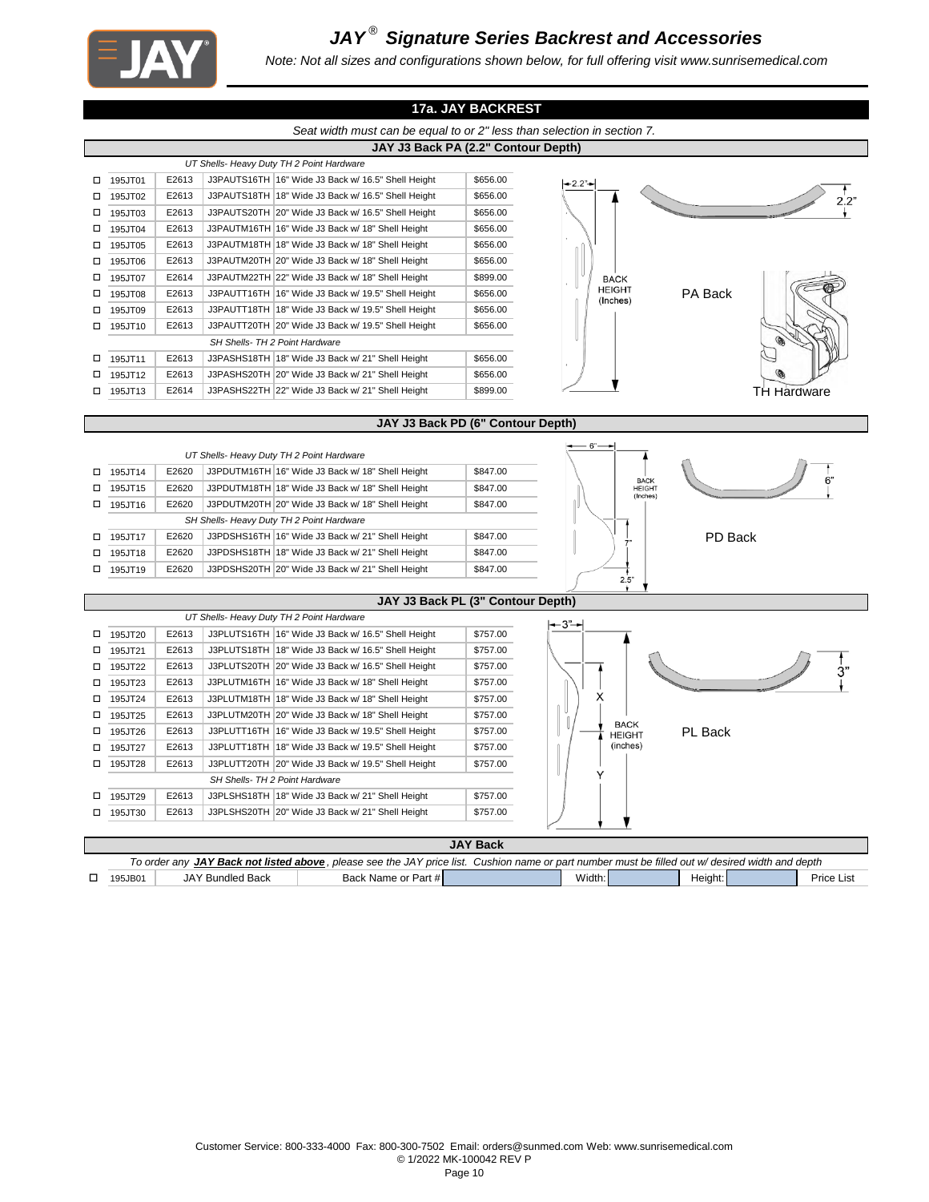# JAY® Signature Series Backrest and Accessories

*Note: Not all sizes and configurations shown below, for full offering visit www.sunrisemedical.com*

## 17a. JAY BACKREST

*Seat width must can be equal to or 2" less than selection in section 7.*

### JAY J3 Back PA (2.2" Contour Depth)

| | Part # | HCPCS | Model | Description | Price |
|---|---|---|---|---|---|
| | | | *UT Shells- Heavy Duty TH 2 Point Hardware* | | |
| ☐ | 195JT01 | E2613 | J3PAUTS16TH | 16" Wide J3 Back w/ 16.5" Shell Height | $656.00 |
| ☐ | 195JT02 | E2613 | J3PAUTS18TH | 18" Wide J3 Back w/ 16.5" Shell Height | $656.00 |
| ☐ | 195JT03 | E2613 | J3PAUTS20TH | 20" Wide J3 Back w/ 16.5" Shell Height | $656.00 |
| ☐ | 195JT04 | E2613 | J3PAUTM16TH | 16" Wide J3 Back w/ 18" Shell Height | $656.00 |
| ☐ | 195JT05 | E2613 | J3PAUTM18TH | 18" Wide J3 Back w/ 18" Shell Height | $656.00 |
| ☐ | 195JT06 | E2613 | J3PAUTM20TH | 20" Wide J3 Back w/ 18" Shell Height | $656.00 |
| ☐ | 195JT07 | E2614 | J3PAUTM22TH | 22" Wide J3 Back w/ 18" Shell Height | $899.00 |
| ☐ | 195JT08 | E2613 | J3PAUTT16TH | 16" Wide J3 Back w/ 19.5" Shell Height | $656.00 |
| ☐ | 195JT09 | E2613 | J3PAUTT18TH | 18" Wide J3 Back w/ 19.5" Shell Height | $656.00 |
| ☐ | 195JT10 | E2613 | J3PAUTT20TH | 20" Wide J3 Back w/ 19.5" Shell Height | $656.00 |
| | | | *SH Shells- TH 2 Point Hardware* | | |
| ☐ | 195JT11 | E2613 | J3PASHS18TH | 18" Wide J3 Back w/ 21" Shell Height | $656.00 |
| ☐ | 195JT12 | E2613 | J3PASHS20TH | 20" Wide J3 Back w/ 21" Shell Height | $656.00 |
| ☐ | 195JT13 | E2614 | J3PASHS22TH | 22" Wide J3 Back w/ 21" Shell Height | $899.00 |

2.2" — BACK HEIGHT (Inches) — PA Back — TH Hardware

### JAY J3 Back PD (6" Contour Depth)

| | Part # | HCPCS | Model | Description | Price |
|---|---|---|---|---|---|
| | | | *UT Shells- Heavy Duty TH 2 Point Hardware* | | |
| ☐ | 195JT14 | E2620 | J3PDUTM16TH | 16" Wide J3 Back w/ 18" Shell Height | $847.00 |
| ☐ | 195JT15 | E2620 | J3PDUTM18TH | 18" Wide J3 Back w/ 18" Shell Height | $847.00 |
| ☐ | 195JT16 | E2620 | J3PDUTM20TH | 20" Wide J3 Back w/ 18" Shell Height | $847.00 |
| | | | *SH Shells- Heavy Duty TH 2 Point Hardware* | | |
| ☐ | 195JT17 | E2620 | J3PDSHS16TH | 16" Wide J3 Back w/ 21" Shell Height | $847.00 |
| ☐ | 195JT18 | E2620 | J3PDSHS18TH | 18" Wide J3 Back w/ 21" Shell Height | $847.00 |
| ☐ | 195JT19 | E2620 | J3PDSHS20TH | 20" Wide J3 Back w/ 21" Shell Height | $847.00 |

6" — BACK HEIGHT (Inches) — 7" — 2.5" — PD Back

### JAY J3 Back PL (3" Contour Depth)

| | Part # | HCPCS | Model | Description | Price |
|---|---|---|---|---|---|
| | | | *UT Shells- Heavy Duty TH 2 Point Hardware* | | |
| ☐ | 195JT20 | E2613 | J3PLUTS16TH | 16" Wide J3 Back w/ 16.5" Shell Height | $757.00 |
| ☐ | 195JT21 | E2613 | J3PLUTS18TH | 18" Wide J3 Back w/ 16.5" Shell Height | $757.00 |
| ☐ | 195JT22 | E2613 | J3PLUTS20TH | 20" Wide J3 Back w/ 16.5" Shell Height | $757.00 |
| ☐ | 195JT23 | E2613 | J3PLUTM16TH | 16" Wide J3 Back w/ 18" Shell Height | $757.00 |
| ☐ | 195JT24 | E2613 | J3PLUTM18TH | 18" Wide J3 Back w/ 18" Shell Height | $757.00 |
| ☐ | 195JT25 | E2613 | J3PLUTM20TH | 20" Wide J3 Back w/ 18" Shell Height | $757.00 |
| ☐ | 195JT26 | E2613 | J3PLUTT16TH | 16" Wide J3 Back w/ 19.5" Shell Height | $757.00 |
| ☐ | 195JT27 | E2613 | J3PLUTT18TH | 18" Wide J3 Back w/ 19.5" Shell Height | $757.00 |
| ☐ | 195JT28 | E2613 | J3PLUTT20TH | 20" Wide J3 Back w/ 19.5" Shell Height | $757.00 |
| | | | *SH Shells- TH 2 Point Hardware* | | |
| ☐ | 195JT29 | E2613 | J3PLSHS18TH | 18" Wide J3 Back w/ 21" Shell Height | $757.00 |
| ☐ | 195JT30 | E2613 | J3PLSHS20TH | 20" Wide J3 Back w/ 21" Shell Height | $757.00 |

3" — X — BACK HEIGHT (inches) — Y — PL Back

### JAY Back

*To order any **JAY Back not listed above**, please see the JAY price list. Cushion name or part number must be filled out w/ desired width and depth*

| | Part # | Description | | | | | |
|---|---|---|---|---|---|---|---|
| ☐ | 195JB01 | JAY Bundled Back | Back Name or Part # | | Width: | Height: | Price List |

Customer Service: 800-333-4000 Fax: 800-300-7502 Email: orders@sunmed.com Web: www.sunrisemedical.com
© 1/2022 MK-100042 REV P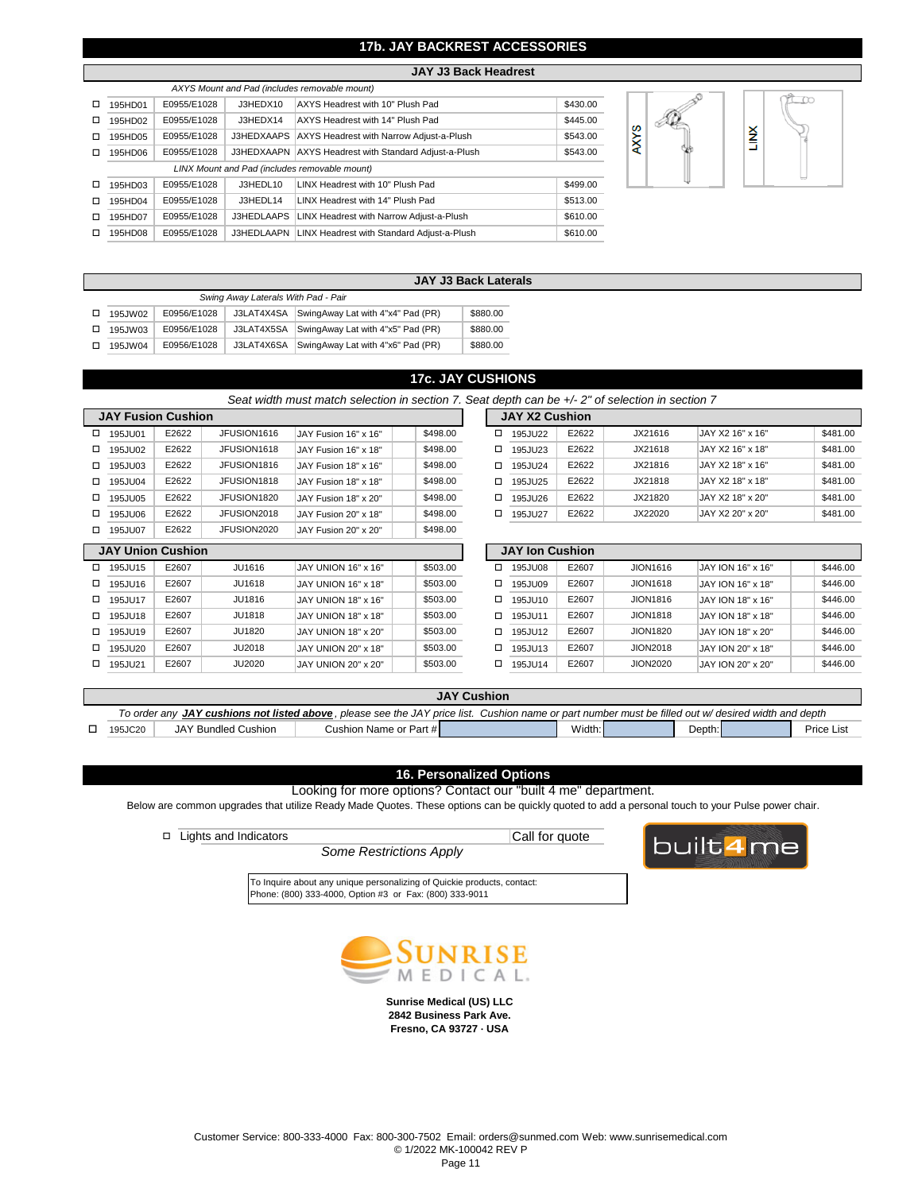## 17b. JAY BACKREST ACCESSORIES

### JAY J3 Back Headrest

| | | | | | |
|---|---|---|---|---|---|
| | *AXYS Mount and Pad (includes removable mount)* | | | | |
| ☐ | 195HD01 | E0955/E1028 | J3HEDX10 | AXYS Headrest with 10" Plush Pad | $430.00 |
| ☐ | 195HD02 | E0955/E1028 | J3HEDX14 | AXYS Headrest with 14" Plush Pad | $445.00 |
| ☐ | 195HD05 | E0955/E1028 | J3HEDXAAPS | AXYS Headrest with Narrow Adjust-a-Plush | $543.00 |
| ☐ | 195HD06 | E0955/E1028 | J3HEDXAAPN | AXYS Headrest with Standard Adjust-a-Plush | $543.00 |
| | *LINX Mount and Pad (includes removable mount)* | | | | |
| ☐ | 195HD03 | E0955/E1028 | J3HEDL10 | LINX Headrest with 10" Plush Pad | $499.00 |
| ☐ | 195HD04 | E0955/E1028 | J3HEDL14 | LINX Headrest with 14" Plush Pad | $513.00 |
| ☐ | 195HD07 | E0955/E1028 | J3HEDLAAPS | LINX Headrest with Narrow Adjust-a-Plush | $610.00 |
| ☐ | 195HD08 | E0955/E1028 | J3HEDLAAPN | LINX Headrest with Standard Adjust-a-Plush | $610.00 |

AXYS

LINX

### JAY J3 Back Laterals

| | | | | | |
|---|---|---|---|---|---|
| | *Swing Away Laterals With Pad - Pair* | | | | |
| ☐ | 195JW02 | E0956/E1028 | J3LAT4X4SA | SwingAway Lat with 4"x4" Pad (PR) | $880.00 |
| ☐ | 195JW03 | E0956/E1028 | J3LAT4X5SA | SwingAway Lat with 4"x5" Pad (PR) | $880.00 |
| ☐ | 195JW04 | E0956/E1028 | J3LAT4X6SA | SwingAway Lat with 4"x6" Pad (PR) | $880.00 |

## 17c. JAY CUSHIONS

*Seat width must match selection in section 7. Seat depth can be +/- 2" of selection in section 7*

### JAY Fusion Cushion

| | | | | | |
|---|---|---|---|---|---|
| ☐ | 195JU01 | E2622 | JFUSION1616 | JAY Fusion 16" x 16" | $498.00 |
| ☐ | 195JU02 | E2622 | JFUSION1618 | JAY Fusion 16" x 18" | $498.00 |
| ☐ | 195JU03 | E2622 | JFUSION1816 | JAY Fusion 18" x 16" | $498.00 |
| ☐ | 195JU04 | E2622 | JFUSION1818 | JAY Fusion 18" x 18" | $498.00 |
| ☐ | 195JU05 | E2622 | JFUSION1820 | JAY Fusion 18" x 20" | $498.00 |
| ☐ | 195JU06 | E2622 | JFUSION2018 | JAY Fusion 20" x 18" | $498.00 |
| ☐ | 195JU07 | E2622 | JFUSION2020 | JAY Fusion 20" x 20" | $498.00 |

### JAY X2 Cushion

| | | | | | |
|---|---|---|---|---|---|
| ☐ | 195JU22 | E2622 | JX21616 | JAY X2 16" x 16" | $481.00 |
| ☐ | 195JU23 | E2622 | JX21618 | JAY X2 16" x 18" | $481.00 |
| ☐ | 195JU24 | E2622 | JX21816 | JAY X2 18" x 16" | $481.00 |
| ☐ | 195JU25 | E2622 | JX21818 | JAY X2 18" x 18" | $481.00 |
| ☐ | 195JU26 | E2622 | JX21820 | JAY X2 18" x 20" | $481.00 |
| ☐ | 195JU27 | E2622 | JX22020 | JAY X2 20" x 20" | $481.00 |

### JAY Union Cushion

| | | | | | |
|---|---|---|---|---|---|
| ☐ | 195JU15 | E2607 | JU1616 | JAY UNION 16" x 16" | $503.00 |
| ☐ | 195JU16 | E2607 | JU1618 | JAY UNION 16" x 18" | $503.00 |
| ☐ | 195JU17 | E2607 | JU1816 | JAY UNION 18" x 16" | $503.00 |
| ☐ | 195JU18 | E2607 | JU1818 | JAY UNION 18" x 18" | $503.00 |
| ☐ | 195JU19 | E2607 | JU1820 | JAY UNION 18" x 20" | $503.00 |
| ☐ | 195JU20 | E2607 | JU2018 | JAY UNION 20" x 18" | $503.00 |
| ☐ | 195JU21 | E2607 | JU2020 | JAY UNION 20" x 20" | $503.00 |

### JAY Ion Cushion

| | | | | | |
|---|---|---|---|---|---|
| ☐ | 195JU08 | E2607 | JION1616 | JAY ION 16" x 16" | $446.00 |
| ☐ | 195JU09 | E2607 | JION1618 | JAY ION 16" x 18" | $446.00 |
| ☐ | 195JU10 | E2607 | JION1816 | JAY ION 18" x 16" | $446.00 |
| ☐ | 195JU11 | E2607 | JION1818 | JAY ION 18" x 18" | $446.00 |
| ☐ | 195JU12 | E2607 | JION1820 | JAY ION 18" x 20" | $446.00 |
| ☐ | 195JU13 | E2607 | JION2018 | JAY ION 20" x 18" | $446.00 |
| ☐ | 195JU14 | E2607 | JION2020 | JAY ION 20" x 20" | $446.00 |

### JAY Cushion

*To order any **JAY cushions not listed above**, please see the JAY price list. Cushion name or part number must be filled out w/ desired width and depth*

| | | | | | | | | | |
|---|---|---|---|---|---|---|---|---|---|
| ☐ | 195JC20 | JAY Bundled Cushion | Cushion Name or Part # | | Width: | | Depth: | | Price List |

## 16. Personalized Options

Looking for more options? Contact our "built 4 me" department.

Below are common upgrades that utilize Ready Made Quotes. These options can be quickly quoted to add a personal touch to your Pulse power chair.

| | | |
|---|---|---|
| ☐ | Lights and Indicators | Call for quote |

*Some Restrictions Apply*

built4me

To Inquire about any unique personalizing of Quickie products, contact:
Phone: (800) 333-4000, Option #3 or Fax: (800) 333-9011

SUNRISE MEDICAL

**Sunrise Medical (US) LLC**
**2842 Business Park Ave.**
**Fresno, CA 93727 · USA**

Customer Service: 800-333-4000 Fax: 800-300-7502 Email: orders@sunmed.com Web: www.sunrisemedical.com
© 1/2022 MK-100042 REV P